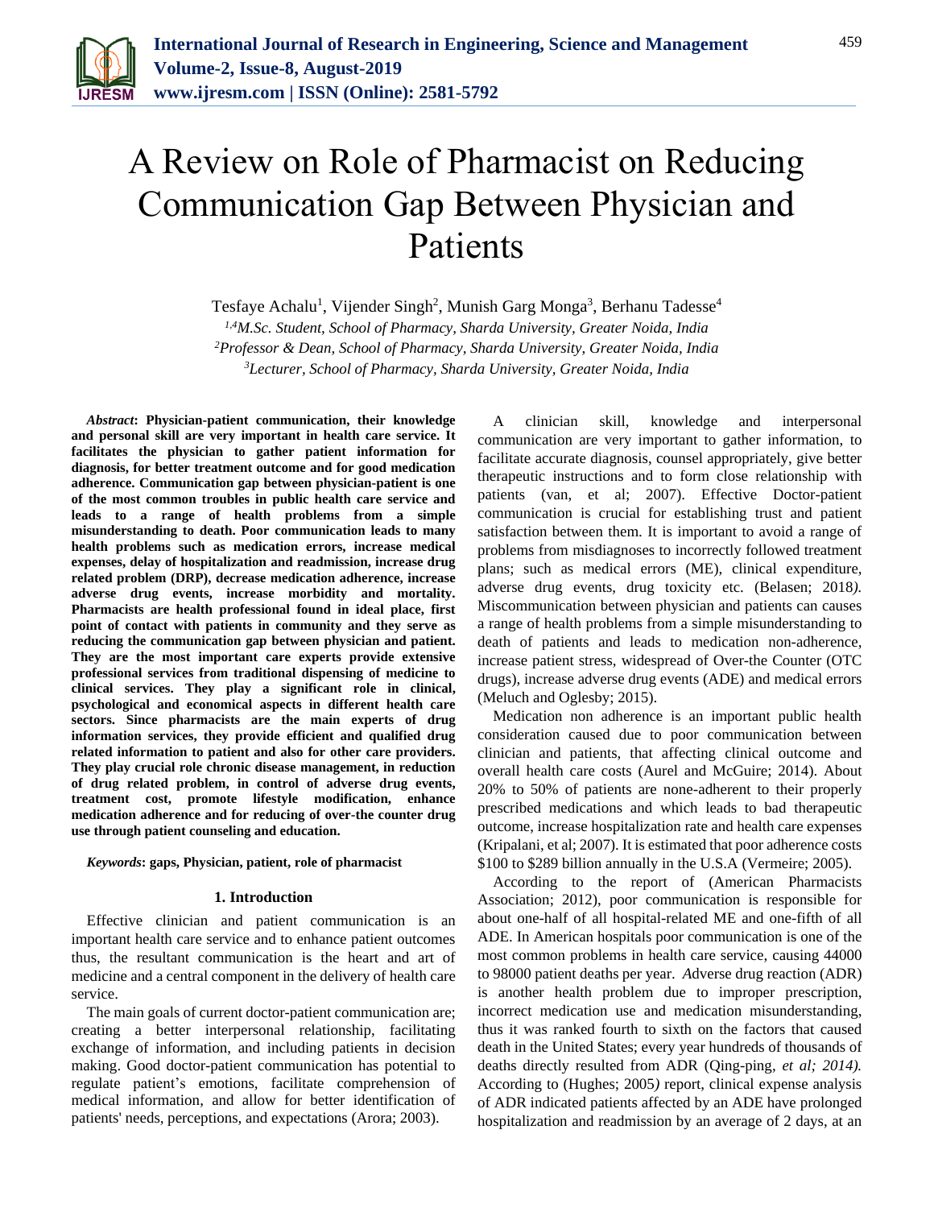# A Review on Role of Pharmacist on Reducing Communication Gap Between Physician and Patients

Tesfaye Achalu[1], Vijender Singh[2], Munish Garg Monga[3], Berhanu Tadesse[4]

[1,4]*M.Sc. Student, School of Pharmacy, Sharda University, Greater Noida, India*
[2]*Professor & Dean, School of Pharmacy, Sharda University, Greater Noida, India*
[3]*Lecturer, School of Pharmacy, Sharda University, Greater Noida, India*

***Abstract*: Physician-patient communication, their knowledge and personal skill are very important in health care service. It facilitates the physician to gather patient information for diagnosis, for better treatment outcome and for good medication adherence. Communication gap between physician-patient is one of the most common troubles in public health care service and leads to a range of health problems from a simple misunderstanding to death. Poor communication leads to many health problems such as medication errors, increase medical expenses, delay of hospitalization and readmission, increase drug related problem (DRP), decrease medication adherence, increase adverse drug events, increase morbidity and mortality. Pharmacists are health professional found in ideal place, first point of contact with patients in community and they serve as reducing the communication gap between physician and patient. They are the most important care experts provide extensive professional services from traditional dispensing of medicine to clinical services. They play a significant role in clinical, psychological and economical aspects in different health care sectors. Since pharmacists are the main experts of drug information services, they provide efficient and qualified drug related information to patient and also for other care providers. They play crucial role chronic disease management, in reduction of drug related problem, in control of adverse drug events, treatment cost, promote lifestyle modification, enhance medication adherence and for reducing of over-the counter drug use through patient counseling and education.**

***Keywords*: gaps, Physician, patient, role of pharmacist**

## 1. Introduction

Effective clinician and patient communication is an important health care service and to enhance patient outcomes thus, the resultant communication is the heart and art of medicine and a central component in the delivery of health care service.

The main goals of current doctor-patient communication are; creating a better interpersonal relationship, facilitating exchange of information, and including patients in decision making. Good doctor-patient communication has potential to regulate patient's emotions, facilitate comprehension of medical information, and allow for better identification of patients' needs, perceptions, and expectations (Arora; 2003).

A clinician skill, knowledge and interpersonal communication are very important to gather information, to facilitate accurate diagnosis, counsel appropriately, give better therapeutic instructions and to form close relationship with patients (van, et al; 2007). Effective Doctor-patient communication is crucial for establishing trust and patient satisfaction between them. It is important to avoid a range of problems from misdiagnoses to incorrectly followed treatment plans; such as medical errors (ME), clinical expenditure, adverse drug events, drug toxicity etc. (Belasen; 2018*).* Miscommunication between physician and patients can causes a range of health problems from a simple misunderstanding to death of patients and leads to medication non-adherence, increase patient stress, widespread of Over-the Counter (OTC drugs), increase adverse drug events (ADE) and medical errors (Meluch and Oglesby; 2015).

Medication non adherence is an important public health consideration caused due to poor communication between clinician and patients, that affecting clinical outcome and overall health care costs (Aurel and McGuire; 2014). About 20% to 50% of patients are none-adherent to their properly prescribed medications and which leads to bad therapeutic outcome, increase hospitalization rate and health care expenses (Kripalani, et al; 2007). It is estimated that poor adherence costs $100 to $289 billion annually in the U.S.A (Vermeire; 2005).

According to the report of (American Pharmacists Association; 2012), poor communication is responsible for about one-half of all hospital-related ME and one-fifth of all ADE. In American hospitals poor communication is one of the most common problems in health care service, causing 44000 to 98000 patient deaths per year. *A*dverse drug reaction (ADR) is another health problem due to improper prescription, incorrect medication use and medication misunderstanding, thus it was ranked fourth to sixth on the factors that caused death in the United States; every year hundreds of thousands of deaths directly resulted from ADR (Qing-ping, *et al; 2014).* According to (Hughes; 2005*)* report, clinical expense analysis of ADR indicated patients affected by an ADE have prolonged hospitalization and readmission by an average of 2 days, at an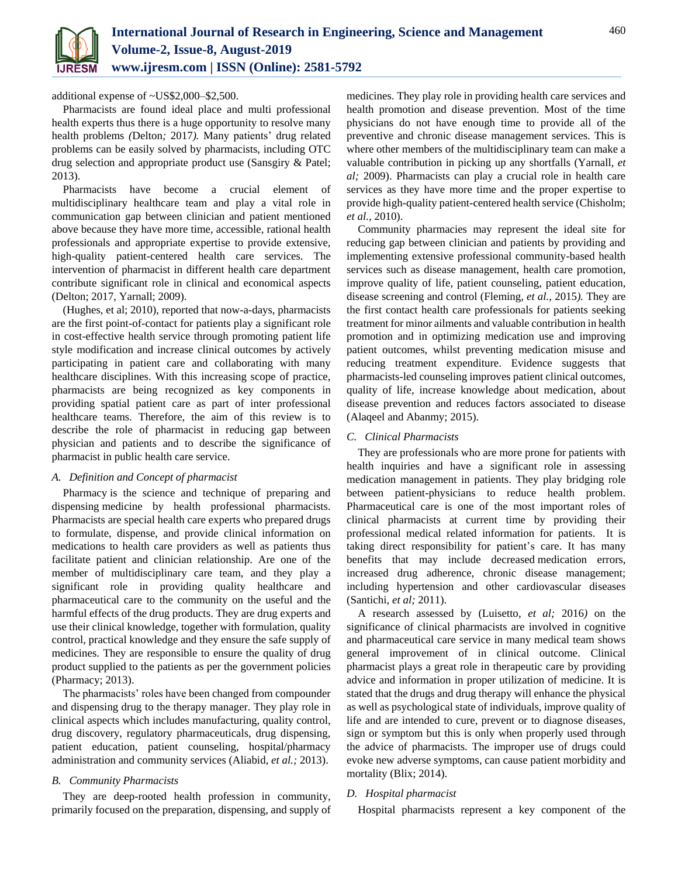additional expense of ~US$2,000–$2,500.

Pharmacists are found ideal place and multi professional health experts thus there is a huge opportunity to resolve many health problems *(*Delton*;* 2017*).* Many patients' drug related problems can be easily solved by pharmacists, including OTC drug selection and appropriate product use (Sansgiry & Patel; 2013).

Pharmacists have become a crucial element of multidisciplinary healthcare team and play a vital role in communication gap between clinician and patient mentioned above because they have more time, accessible, rational health professionals and appropriate expertise to provide extensive, high-quality patient-centered health care services. The intervention of pharmacist in different health care department contribute significant role in clinical and economical aspects (Delton; 2017, Yarnall; 2009).

(Hughes, et al; 2010), reported that now-a-days, pharmacists are the first point-of-contact for patients play a significant role in cost-effective health service through promoting patient life style modification and increase clinical outcomes by actively participating in patient care and collaborating with many healthcare disciplines. With this increasing scope of practice, pharmacists are being recognized as key components in providing spatial patient care as part of inter professional healthcare teams. Therefore, the aim of this review is to describe the role of pharmacist in reducing gap between physician and patients and to describe the significance of pharmacist in public health care service.

### *A. Definition and Concept of pharmacist*

Pharmacy is the science and technique of preparing and dispensing medicine by health professional pharmacists. Pharmacists are special health care experts who prepared drugs to formulate, dispense, and provide clinical information on medications to health care providers as well as patients thus facilitate patient and clinician relationship. Are one of the member of multidisciplinary care team, and they play a significant role in providing quality healthcare and pharmaceutical care to the community on the useful and the harmful effects of the drug products. They are drug experts and use their clinical knowledge, together with formulation, quality control, practical knowledge and they ensure the safe supply of medicines. They are responsible to ensure the quality of drug product supplied to the patients as per the government policies (Pharmacy; 2013).

The pharmacists' roles have been changed from compounder and dispensing drug to the therapy manager. They play role in clinical aspects which includes manufacturing, quality control, drug discovery, regulatory pharmaceuticals, drug dispensing, patient education, patient counseling, hospital/pharmacy administration and community services (Aliabid, *et al.;* 2013).

### *B. Community Pharmacists*

They are deep-rooted health profession in community, primarily focused on the preparation, dispensing, and supply of medicines. They play role in providing health care services and health promotion and disease prevention. Most of the time physicians do not have enough time to provide all of the preventive and chronic disease management services. This is where other members of the multidisciplinary team can make a valuable contribution in picking up any shortfalls (Yarnall, *et al;* 2009). Pharmacists can play a crucial role in health care services as they have more time and the proper expertise to provide high-quality patient-centered health service (Chisholm; *et al.,* 2010).

Community pharmacies may represent the ideal site for reducing gap between clinician and patients by providing and implementing extensive professional community-based health services such as disease management, health care promotion, improve quality of life, patient counseling, patient education, disease screening and control (Fleming, *et al.,* 2015*).* They are the first contact health care professionals for patients seeking treatment for minor ailments and valuable contribution in health promotion and in optimizing medication use and improving patient outcomes, whilst preventing medication misuse and reducing treatment expenditure. Evidence suggests that pharmacists-led counseling improves patient clinical outcomes, quality of life, increase knowledge about medication, about disease prevention and reduces factors associated to disease (Alaqeel and Abanmy; 2015).

### *C. Clinical Pharmacists*

They are professionals who are more prone for patients with health inquiries and have a significant role in assessing medication management in patients. They play bridging role between patient-physicians to reduce health problem. Pharmaceutical care is one of the most important roles of clinical pharmacists at current time by providing their professional medical related information for patients. It is taking direct responsibility for patient's care. It has many benefits that may include decreased medication errors, increased drug adherence, chronic disease management; including hypertension and other cardiovascular diseases (Santichi, *et al;* 2011).

A research assessed by (Luisetto, *et al;* 2016*)* on the significance of clinical pharmacists are involved in cognitive and pharmaceutical care service in many medical team shows general improvement of in clinical outcome. Clinical pharmacist plays a great role in therapeutic care by providing advice and information in proper utilization of medicine. It is stated that the drugs and drug therapy will enhance the physical as well as psychological state of individuals, improve quality of life and are intended to cure, prevent or to diagnose diseases, sign or symptom but this is only when properly used through the advice of pharmacists. The improper use of drugs could evoke new adverse symptoms, can cause patient morbidity and mortality (Blix; 2014).

### *D. Hospital pharmacist*

Hospital pharmacists represent a key component of the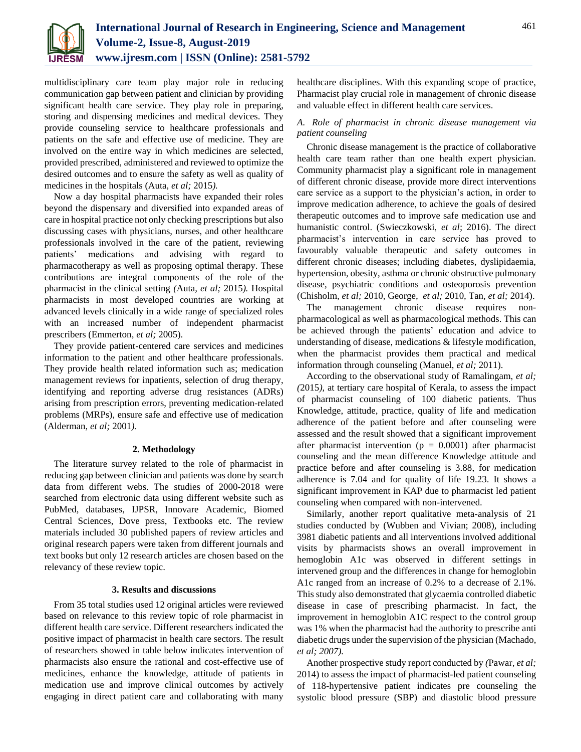multidisciplinary care team play major role in reducing communication gap between patient and clinician by providing significant health care service. They play role in preparing, storing and dispensing medicines and medical devices. They provide counseling service to healthcare professionals and patients on the safe and effective use of medicine. They are involved on the entire way in which medicines are selected, provided prescribed, administered and reviewed to optimize the desired outcomes and to ensure the safety as well as quality of medicines in the hospitals (Auta, *et al;* 2015*).*

Now a day hospital pharmacists have expanded their roles beyond the dispensary and diversified into expanded areas of care in hospital practice not only checking prescriptions but also discussing cases with physicians, nurses, and other healthcare professionals involved in the care of the patient, reviewing patients' medications and advising with regard to pharmacotherapy as well as proposing optimal therapy. These contributions are integral components of the role of the pharmacist in the clinical setting *(*Auta, *et al;* 2015*).* Hospital pharmacists in most developed countries are working at advanced levels clinically in a wide range of specialized roles with an increased number of independent pharmacist prescribers (Emmerton, *et al;* 2005).

They provide patient-centered care services and medicines information to the patient and other healthcare professionals. They provide health related information such as; medication management reviews for inpatients, selection of drug therapy, identifying and reporting adverse drug resistances (ADRs) arising from prescription errors, preventing medication-related problems (MRPs), ensure safe and effective use of medication (Alderman, *et al;* 2001*).*

## 2. Methodology

The literature survey related to the role of pharmacist in reducing gap between clinician and patients was done by search data from different webs. The studies of 2000-2018 were searched from electronic data using different website such as PubMed, databases, IJPSR, Innovare Academic, Biomed Central Sciences, Dove press, Textbooks etc. The review materials included 30 published papers of review articles and original research papers were taken from different journals and text books but only 12 research articles are chosen based on the relevancy of these review topic.

## 3. Results and discussions

From 35 total studies used 12 original articles were reviewed based on relevance to this review topic of role pharmacist in different health care service. Different researchers indicated the positive impact of pharmacist in health care sectors. The result of researchers showed in table below indicates intervention of pharmacists also ensure the rational and cost-effective use of medicines, enhance the knowledge, attitude of patients in medication use and improve clinical outcomes by actively engaging in direct patient care and collaborating with many healthcare disciplines. With this expanding scope of practice, Pharmacist play crucial role in management of chronic disease and valuable effect in different health care services.

### *A. Role of pharmacist in chronic disease management via patient counseling*

Chronic disease management is the practice of collaborative health care team rather than one health expert physician. Community pharmacist play a significant role in management of different chronic disease, provide more direct interventions care service as a support to the physician's action, in order to improve medication adherence, to achieve the goals of desired therapeutic outcomes and to improve safe medication use and humanistic control. (Swieczkowski, *et al*; 2016). The direct pharmacist's intervention in care service has proved to favourably valuable therapeutic and safety outcomes in different chronic diseases; including diabetes, dyslipidaemia, hypertension, obesity, asthma or chronic obstructive pulmonary disease, psychiatric conditions and osteoporosis prevention (Chisholm, *et al;* 2010, George, *et al;* 2010, Tan, *et al;* 2014).

The management chronic disease requires non-pharmacological as well as pharmacological methods. This can be achieved through the patients' education and advice to understanding of disease, medications & lifestyle modification, when the pharmacist provides them practical and medical information through counseling (Manuel, *et al;* 2011).

According to the observational study of Ramalingam, *et al; (*2015*),* at tertiary care hospital of Kerala, to assess the impact of pharmacist counseling of 100 diabetic patients. Thus Knowledge, attitude, practice, quality of life and medication adherence of the patient before and after counseling were assessed and the result showed that a significant improvement after pharmacist intervention ($p = 0.0001$) after pharmacist counseling and the mean difference Knowledge attitude and practice before and after counseling is 3.88, for medication adherence is 7.04 and for quality of life 19.23. It shows a significant improvement in KAP due to pharmacist led patient counseling when compared with non-intervened.

Similarly, another report qualitative meta-analysis of 21 studies conducted by (Wubben and Vivian; 2008), including 3981 diabetic patients and all interventions involved additional visits by pharmacists shows an overall improvement in hemoglobin A1c was observed in different settings in intervened group and the differences in change for hemoglobin A1c ranged from an increase of 0.2% to a decrease of 2.1%. This study also demonstrated that glycaemia controlled diabetic disease in case of prescribing pharmacist. In fact, the improvement in hemoglobin A1C respect to the control group was 1% when the pharmacist had the authority to prescribe anti diabetic drugs under the supervision of the physician (Machado, *et al; 2007).*

Another prospective study report conducted by *(*Pawar, *et al;* 2014) to assess the impact of pharmacist-led patient counseling of 118-hypertensive patient indicates pre counseling the systolic blood pressure (SBP) and diastolic blood pressure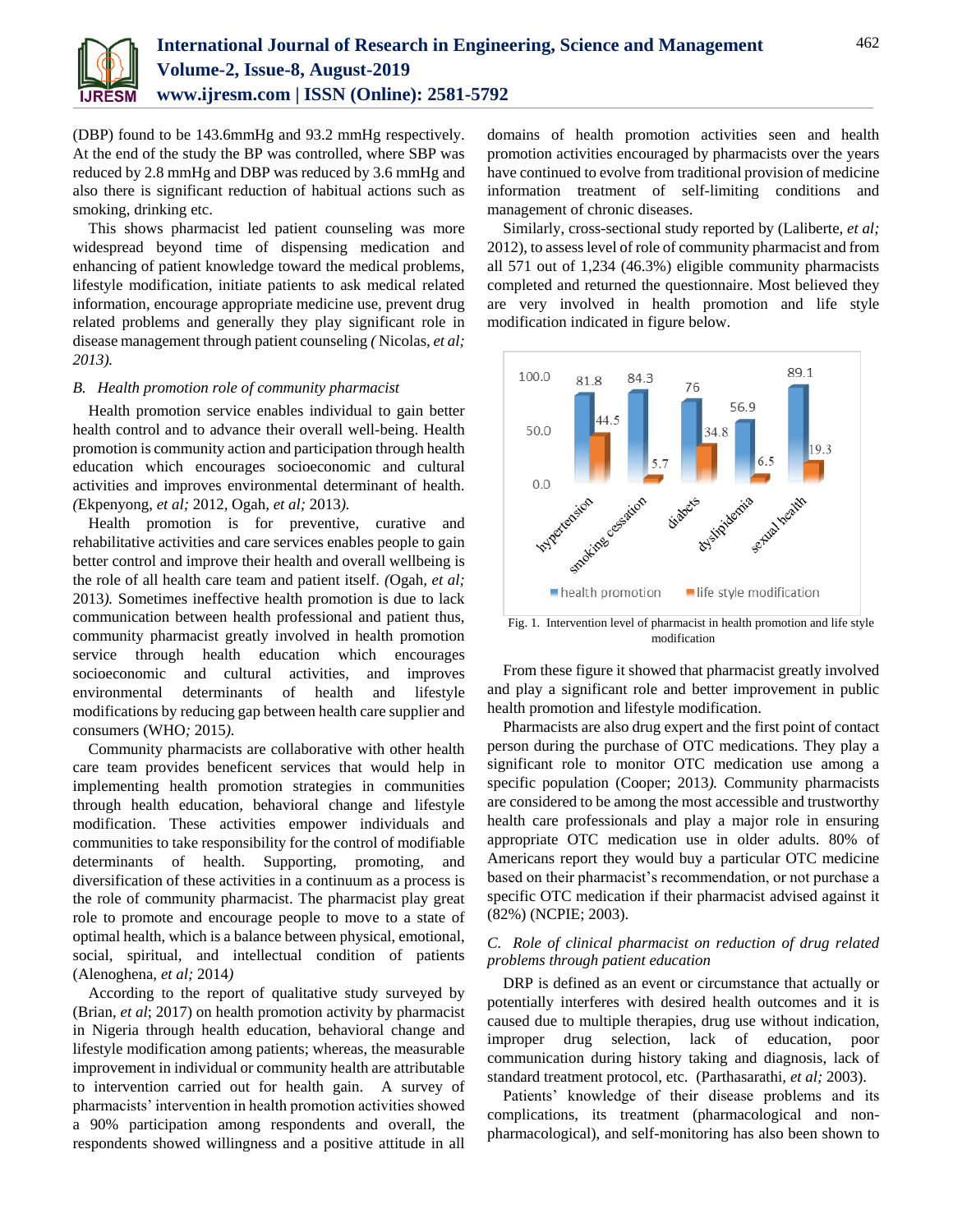(DBP) found to be 143.6mmHg and 93.2 mmHg respectively. At the end of the study the BP was controlled, where SBP was reduced by 2.8 mmHg and DBP was reduced by 3.6 mmHg and also there is significant reduction of habitual actions such as smoking, drinking etc.

This shows pharmacist led patient counseling was more widespread beyond time of dispensing medication and enhancing of patient knowledge toward the medical problems, lifestyle modification, initiate patients to ask medical related information, encourage appropriate medicine use, prevent drug related problems and generally they play significant role in disease management through patient counseling *(* Nicolas, *et al; 2013).*

### *B. Health promotion role of community pharmacist*

Health promotion service enables individual to gain better health control and to advance their overall well-being. Health promotion is community action and participation through health education which encourages socioeconomic and cultural activities and improves environmental determinant of health. *(*Ekpenyong, *et al;* 2012, Ogah, *et al;* 2013*).*

Health promotion is for preventive, curative and rehabilitative activities and care services enables people to gain better control and improve their health and overall wellbeing is the role of all health care team and patient itself. *(*Ogah, *et al;* 2013*).* Sometimes ineffective health promotion is due to lack communication between health professional and patient thus, community pharmacist greatly involved in health promotion service through health education which encourages socioeconomic and cultural activities, and improves environmental determinants of health and lifestyle modifications by reducing gap between health care supplier and consumers (WHO*;* 2015*).*

Community pharmacists are collaborative with other health care team provides beneficent services that would help in implementing health promotion strategies in communities through health education, behavioral change and lifestyle modification. These activities empower individuals and communities to take responsibility for the control of modifiable determinants of health. Supporting, promoting, and diversification of these activities in a continuum as a process is the role of community pharmacist. The pharmacist play great role to promote and encourage people to move to a state of optimal health, which is a balance between physical, emotional, social, spiritual, and intellectual condition of patients (Alenoghena, *et al;* 2014*)*

According to the report of qualitative study surveyed by (Brian, *et al*; 2017) on health promotion activity by pharmacist in Nigeria through health education, behavioral change and lifestyle modification among patients; whereas, the measurable improvement in individual or community health are attributable to intervention carried out for health gain. A survey of pharmacists' intervention in health promotion activities showed a 90% participation among respondents and overall, the respondents showed willingness and a positive attitude in all domains of health promotion activities seen and health promotion activities encouraged by pharmacists over the years have continued to evolve from traditional provision of medicine information treatment of self-limiting conditions and management of chronic diseases.

Similarly, cross-sectional study reported by (Laliberte, *et al;* 2012), to assess level of role of community pharmacist and from all 571 out of 1,234 (46.3%) eligible community pharmacists completed and returned the questionnaire. Most believed they are very involved in health promotion and life style modification indicated in figure below.

| | health promotion | life style modification |
|---|---|---|
| hypertension | 81.8 | 44.5 |
| smoking cessation | 84.3 | 5.7 |
| diabets | 76 | 34.8 |
| dyslipidemia | 56.9 | 6.5 |
| sexual health | 89.1 | 19.3 |

Fig. 1. Intervention level of pharmacist in health promotion and life style modification

From these figure it showed that pharmacist greatly involved and play a significant role and better improvement in public health promotion and lifestyle modification.

Pharmacists are also drug expert and the first point of contact person during the purchase of OTC medications. They play a significant role to monitor OTC medication use among a specific population (Cooper; 2013*).* Community pharmacists are considered to be among the most accessible and trustworthy health care professionals and play a major role in ensuring appropriate OTC medication use in older adults. 80% of Americans report they would buy a particular OTC medicine based on their pharmacist's recommendation, or not purchase a specific OTC medication if their pharmacist advised against it (82%) (NCPIE; 2003).

### *C. Role of clinical pharmacist on reduction of drug related problems through patient education*

DRP is defined as an event or circumstance that actually or potentially interferes with desired health outcomes and it is caused due to multiple therapies, drug use without indication, improper drug selection, lack of education, poor communication during history taking and diagnosis, lack of standard treatment protocol, etc. (Parthasarathi, *et al;* 2003).

Patients' knowledge of their disease problems and its complications, its treatment (pharmacological and non-pharmacological), and self-monitoring has also been shown to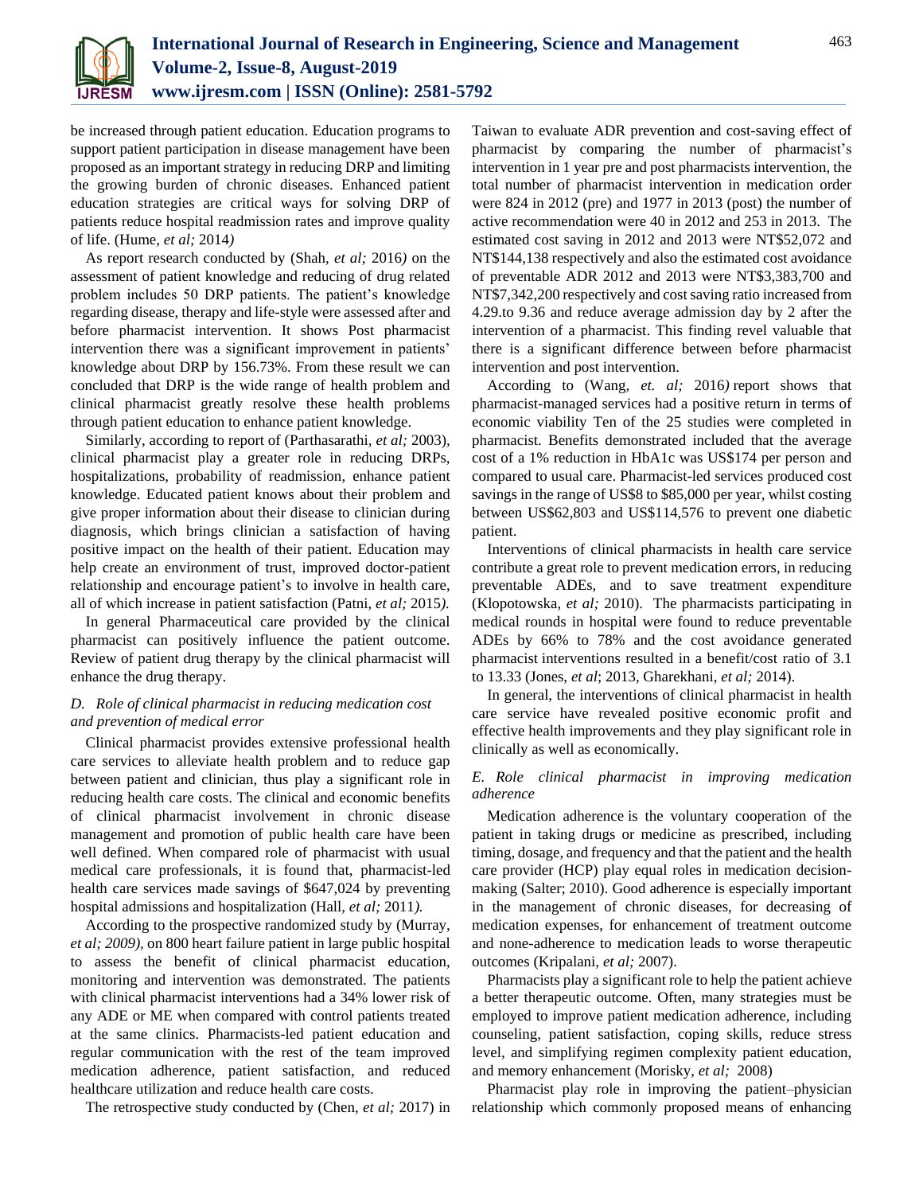be increased through patient education. Education programs to support patient participation in disease management have been proposed as an important strategy in reducing DRP and limiting the growing burden of chronic diseases. Enhanced patient education strategies are critical ways for solving DRP of patients reduce hospital readmission rates and improve quality of life. (Hume, *et al;* 2014*)*

As report research conducted by (Shah, *et al;* 2016*)* on the assessment of patient knowledge and reducing of drug related problem includes 50 DRP patients. The patient's knowledge regarding disease, therapy and life-style were assessed after and before pharmacist intervention. It shows Post pharmacist intervention there was a significant improvement in patients' knowledge about DRP by 156.73%. From these result we can concluded that DRP is the wide range of health problem and clinical pharmacist greatly resolve these health problems through patient education to enhance patient knowledge.

Similarly, according to report of (Parthasarathi, *et al;* 2003), clinical pharmacist play a greater role in reducing DRPs, hospitalizations, probability of readmission, enhance patient knowledge. Educated patient knows about their problem and give proper information about their disease to clinician during diagnosis, which brings clinician a satisfaction of having positive impact on the health of their patient. Education may help create an environment of trust, improved doctor-patient relationship and encourage patient's to involve in health care, all of which increase in patient satisfaction (Patni, *et al;* 2015*).*

In general Pharmaceutical care provided by the clinical pharmacist can positively influence the patient outcome. Review of patient drug therapy by the clinical pharmacist will enhance the drug therapy.

### *D. Role of clinical pharmacist in reducing medication cost and prevention of medical error*

Clinical pharmacist provides extensive professional health care services to alleviate health problem and to reduce gap between patient and clinician, thus play a significant role in reducing health care costs. The clinical and economic benefits of clinical pharmacist involvement in chronic disease management and promotion of public health care have been well defined. When compared role of pharmacist with usual medical care professionals, it is found that, pharmacist-led health care services made savings of $647,024 by preventing hospital admissions and hospitalization (Hall, *et al;* 2011*).*

According to the prospective randomized study by (Murray, *et al; 2009),* on 800 heart failure patient in large public hospital to assess the benefit of clinical pharmacist education, monitoring and intervention was demonstrated. The patients with clinical pharmacist interventions had a 34% lower risk of any ADE or ME when compared with control patients treated at the same clinics. Pharmacists-led patient education and regular communication with the rest of the team improved medication adherence, patient satisfaction, and reduced healthcare utilization and reduce health care costs.

The retrospective study conducted by (Chen, *et al;* 2017) in Taiwan to evaluate ADR prevention and cost-saving effect of pharmacist by comparing the number of pharmacist's intervention in 1 year pre and post pharmacists intervention, the total number of pharmacist intervention in medication order were 824 in 2012 (pre) and 1977 in 2013 (post) the number of active recommendation were 40 in 2012 and 253 in 2013. The estimated cost saving in 2012 and 2013 were NT$52,072 and NT$144,138 respectively and also the estimated cost avoidance of preventable ADR 2012 and 2013 were NT$3,383,700 and NT$7,342,200 respectively and cost saving ratio increased from 4.29.to 9.36 and reduce average admission day by 2 after the intervention of a pharmacist. This finding revel valuable that there is a significant difference between before pharmacist intervention and post intervention.

According to (Wang, *et. al;* 2016*)* report shows that pharmacist-managed services had a positive return in terms of economic viability Ten of the 25 studies were completed in pharmacist. Benefits demonstrated included that the average cost of a 1% reduction in HbA1c was US$174 per person and compared to usual care. Pharmacist-led services produced cost savings in the range of US$8 to $85,000 per year, whilst costing between US$62,803 and US$114,576 to prevent one diabetic patient.

Interventions of clinical pharmacists in health care service contribute a great role to prevent medication errors, in reducing preventable ADEs, and to save treatment expenditure (Klopotowska, *et al;* 2010). The pharmacists participating in medical rounds in hospital were found to reduce preventable ADEs by 66% to 78% and the cost avoidance generated pharmacist interventions resulted in a benefit/cost ratio of 3.1 to 13.33 (Jones, *et al*; 2013, Gharekhani, *et al;* 2014).

In general, the interventions of clinical pharmacist in health care service have revealed positive economic profit and effective health improvements and they play significant role in clinically as well as economically.

### *E. Role clinical pharmacist in improving medication adherence*

Medication adherence is the voluntary cooperation of the patient in taking drugs or medicine as prescribed, including timing, dosage, and frequency and that the patient and the health care provider (HCP) play equal roles in medication decision-making (Salter; 2010). Good adherence is especially important in the management of chronic diseases, for decreasing of medication expenses, for enhancement of treatment outcome and none-adherence to medication leads to worse therapeutic outcomes (Kripalani, *et al;* 2007).

Pharmacists play a significant role to help the patient achieve a better therapeutic outcome. Often, many strategies must be employed to improve patient medication adherence, including counseling, patient satisfaction, coping skills, reduce stress level, and simplifying regimen complexity patient education, and memory enhancement (Morisky, *et al;* 2008)

Pharmacist play role in improving the patient–physician relationship which commonly proposed means of enhancing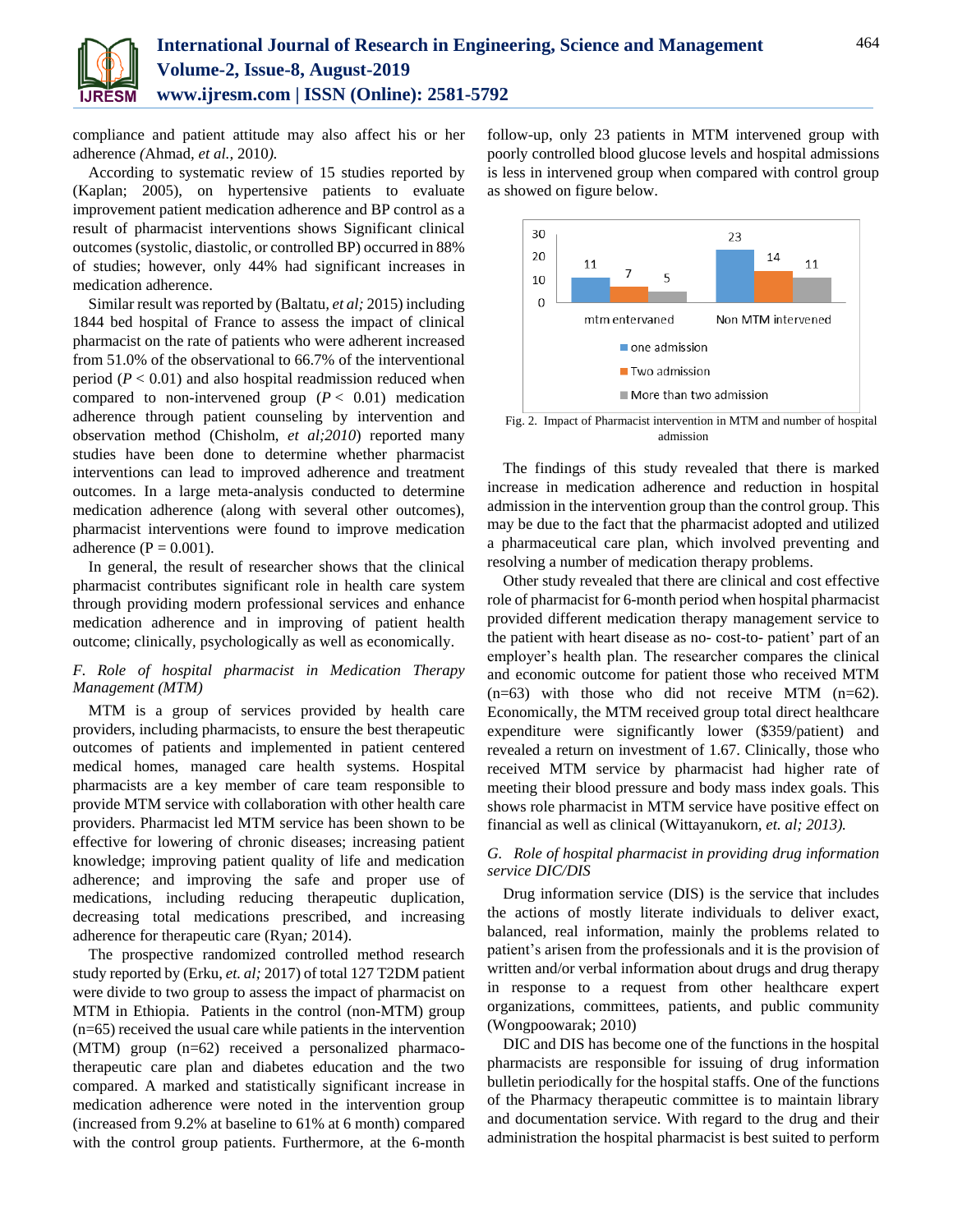compliance and patient attitude may also affect his or her adherence *(*Ahmad*, et al.,* 2010*).*

According to systematic review of 15 studies reported by (Kaplan; 2005), on hypertensive patients to evaluate improvement patient medication adherence and BP control as a result of pharmacist interventions shows Significant clinical outcomes (systolic, diastolic, or controlled BP) occurred in 88% of studies; however, only 44% had significant increases in medication adherence.

Similar result was reported by (Baltatu, *et al;* 2015) including 1844 bed hospital of France to assess the impact of clinical pharmacist on the rate of patients who were adherent increased from 51.0% of the observational to 66.7% of the interventional period ($P < 0.01$) and also hospital readmission reduced when compared to non-intervened group ($P < 0.01$) medication adherence through patient counseling by intervention and observation method (Chisholm, *et al;2010*) reported many studies have been done to determine whether pharmacist interventions can lead to improved adherence and treatment outcomes. In a large meta-analysis conducted to determine medication adherence (along with several other outcomes), pharmacist interventions were found to improve medication adherence ($P = 0.001$).

In general, the result of researcher shows that the clinical pharmacist contributes significant role in health care system through providing modern professional services and enhance medication adherence and in improving of patient health outcome; clinically, psychologically as well as economically.

### *F. Role of hospital pharmacist in Medication Therapy Management (MTM)*

MTM is a group of services provided by health care providers, including pharmacists, to ensure the best therapeutic outcomes of patients and implemented in patient centered medical homes, managed care health systems. Hospital pharmacists are a key member of care team responsible to provide MTM service with collaboration with other health care providers. Pharmacist led MTM service has been shown to be effective for lowering of chronic diseases; increasing patient knowledge; improving patient quality of life and medication adherence; and improving the safe and proper use of medications, including reducing therapeutic duplication, decreasing total medications prescribed, and increasing adherence for therapeutic care (Ryan*;* 2014).

The prospective randomized controlled method research study reported by (Erku, *et. al;* 2017) of total 127 T2DM patient were divide to two group to assess the impact of pharmacist on MTM in Ethiopia. Patients in the control (non-MTM) group (n=65) received the usual care while patients in the intervention (MTM) group (n=62) received a personalized pharmaco-therapeutic care plan and diabetes education and the two compared. A marked and statistically significant increase in medication adherence were noted in the intervention group (increased from 9.2% at baseline to 61% at 6 month) compared with the control group patients. Furthermore, at the 6-month follow-up, only 23 patients in MTM intervened group with poorly controlled blood glucose levels and hospital admissions is less in intervened group when compared with control group as showed on figure below.

| | one admission | Two admission | More than two admission |
|---|---|---|---|
| mtm entervaned | 11 | 7 | 5 |
| Non MTM intervened | 23 | 14 | 11 |

Fig. 2. Impact of Pharmacist intervention in MTM and number of hospital admission

The findings of this study revealed that there is marked increase in medication adherence and reduction in hospital admission in the intervention group than the control group. This may be due to the fact that the pharmacist adopted and utilized a pharmaceutical care plan, which involved preventing and resolving a number of medication therapy problems.

Other study revealed that there are clinical and cost effective role of pharmacist for 6-month period when hospital pharmacist provided different medication therapy management service to the patient with heart disease as no- cost-to- patient' part of an employer's health plan. The researcher compares the clinical and economic outcome for patient those who received MTM (n=63) with those who did not receive MTM (n=62). Economically, the MTM received group total direct healthcare expenditure were significantly lower ($359/patient) and revealed a return on investment of 1.67. Clinically, those who received MTM service by pharmacist had higher rate of meeting their blood pressure and body mass index goals. This shows role pharmacist in MTM service have positive effect on financial as well as clinical (Wittayanukorn*, et. al; 2013).*

### *G. Role of hospital pharmacist in providing drug information service DIC/DIS*

Drug information service (DIS) is the service that includes the actions of mostly literate individuals to deliver exact, balanced, real information, mainly the problems related to patient's arisen from the professionals and it is the provision of written and/or verbal information about drugs and drug therapy in response to a request from other healthcare expert organizations, committees, patients, and public community (Wongpoowarak; 2010)

DIC and DIS has become one of the functions in the hospital pharmacists are responsible for issuing of drug information bulletin periodically for the hospital staffs. One of the functions of the Pharmacy therapeutic committee is to maintain library and documentation service. With regard to the drug and their administration the hospital pharmacist is best suited to perform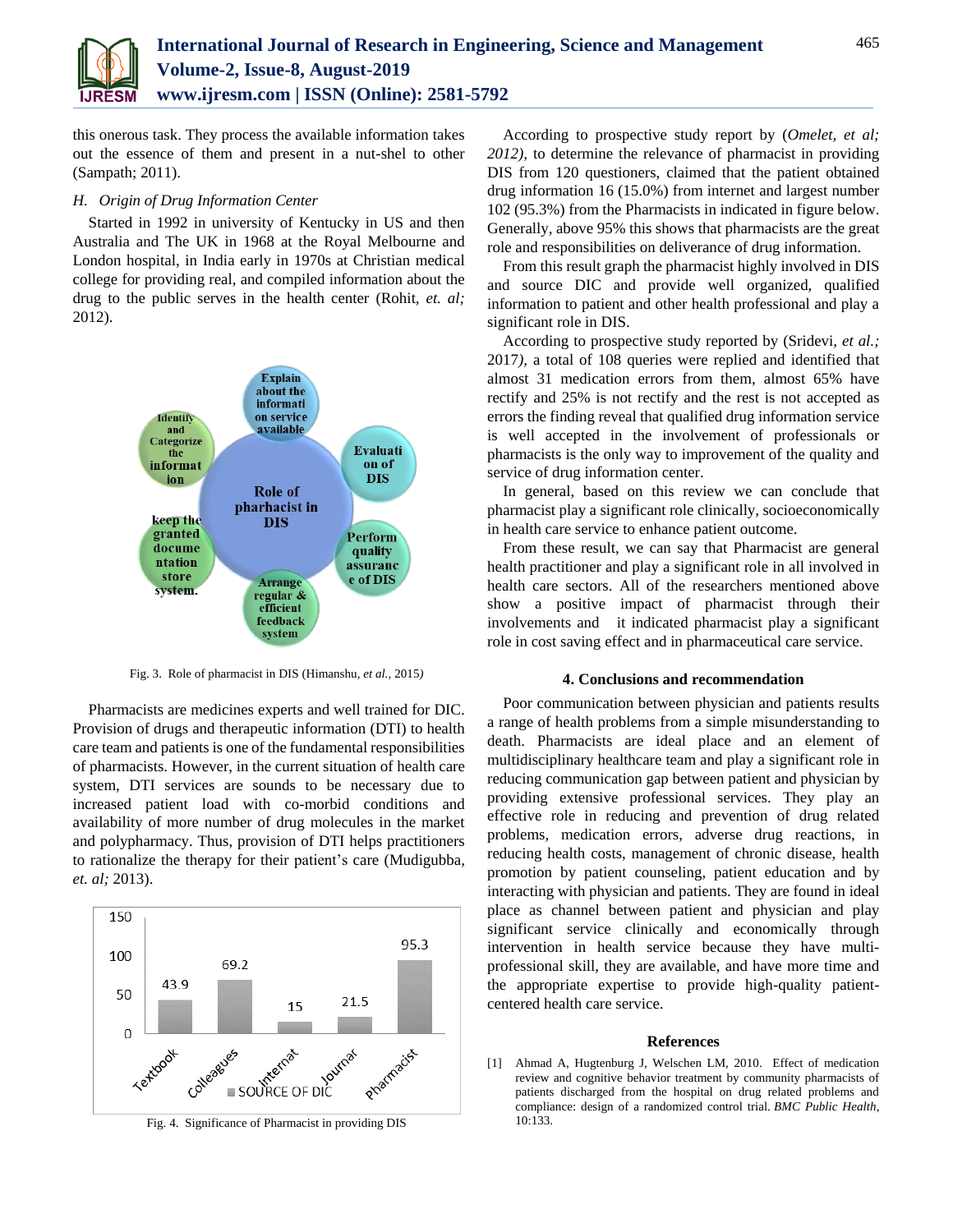this onerous task. They process the available information takes out the essence of them and present in a nut-shel to other (Sampath; 2011).

### *H. Origin of Drug Information Center*

Started in 1992 in university of Kentucky in US and then Australia and The UK in 1968 at the Royal Melbourne and London hospital, in India early in 1970s at Christian medical college for providing real, and compiled information about the drug to the public serves in the health center (Rohit, *et. al;* 2012).

Fig. 3. Role of pharmacist in DIS (Himanshu, *et al.*, 2015)

Pharmacists are medicines experts and well trained for DIC. Provision of drugs and therapeutic information (DTI) to health care team and patients is one of the fundamental responsibilities of pharmacists. However, in the current situation of health care system, DTI services are sounds to be necessary due to increased patient load with co-morbid conditions and availability of more number of drug molecules in the market and polypharmacy. Thus, provision of DTI helps practitioners to rationalize the therapy for their patient's care (Mudigubba, *et. al;* 2013).

Fig. 4. Significance of Pharmacist in providing DIS

According to prospective study report by (*Omelet, et al; 2012),* to determine the relevance of pharmacist in providing DIS from 120 questioners, claimed that the patient obtained drug information 16 (15.0%) from internet and largest number 102 (95.3%) from the Pharmacists in indicated in figure below. Generally, above 95% this shows that pharmacists are the great role and responsibilities on deliverance of drug information.

From this result graph the pharmacist highly involved in DIS and source DIC and provide well organized, qualified information to patient and other health professional and play a significant role in DIS.

According to prospective study reported by (Sridevi, *et al.;* 2017*),* a total of 108 queries were replied and identified that almost 31 medication errors from them, almost 65% have rectify and 25% is not rectify and the rest is not accepted as errors the finding reveal that qualified drug information service is well accepted in the involvement of professionals or pharmacists is the only way to improvement of the quality and service of drug information center.

In general, based on this review we can conclude that pharmacist play a significant role clinically, socioeconomically in health care service to enhance patient outcome.

From these result, we can say that Pharmacist are general health practitioner and play a significant role in all involved in health care sectors. All of the researchers mentioned above show a positive impact of pharmacist through their involvements and it indicated pharmacist play a significant role in cost saving effect and in pharmaceutical care service.

## 4. Conclusions and recommendation

Poor communication between physician and patients results a range of health problems from a simple misunderstanding to death. Pharmacists are ideal place and an element of multidisciplinary healthcare team and play a significant role in reducing communication gap between patient and physician by providing extensive professional services. They play an effective role in reducing and prevention of drug related problems, medication errors, adverse drug reactions, in reducing health costs, management of chronic disease, health promotion by patient counseling, patient education and by interacting with physician and patients. They are found in ideal place as channel between patient and physician and play significant service clinically and economically through intervention in health service because they have multi-professional skill, they are available, and have more time and the appropriate expertise to provide high-quality patient-centered health care service.

## References

[1] Ahmad A, Hugtenburg J, Welschen LM, 2010. Effect of medication review and cognitive behavior treatment by community pharmacists of patients discharged from the hospital on drug related problems and compliance: design of a randomized control trial. *BMC Public Health*, 10:133.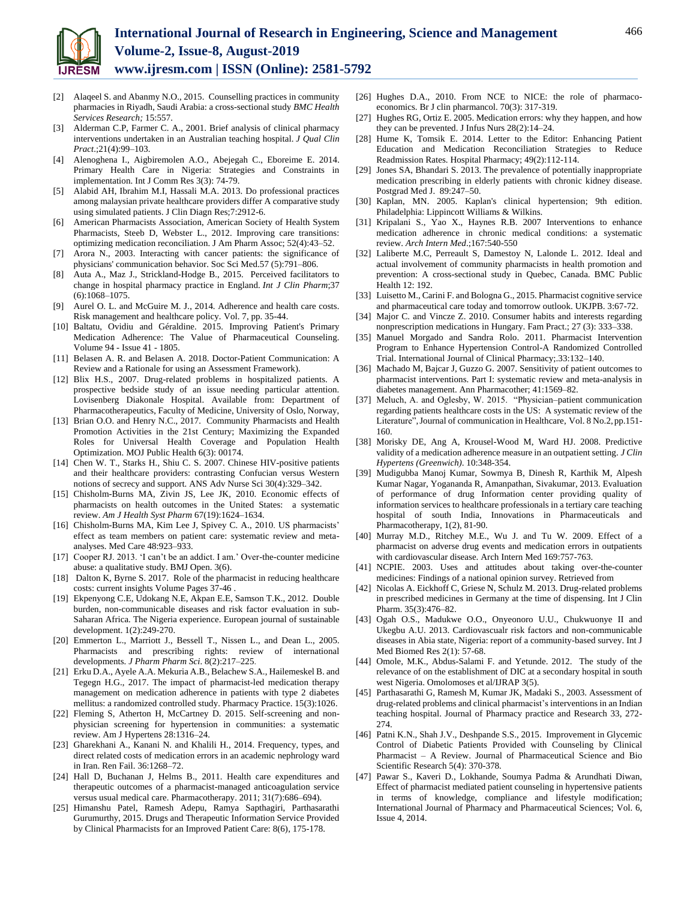[2] Alaqeel S. and Abanmy N.O., 2015. Counselling practices in community pharmacies in Riyadh, Saudi Arabia: a cross-sectional study *BMC Health Services Research;* 15:557.

[3] Alderman C.P, Farmer C. A., 2001. Brief analysis of clinical pharmacy interventions undertaken in an Australian teaching hospital. *J Qual Clin Pract*.;21(4):99–103.

[4] Alenoghena I., Aigbiremolen A.O., Abejegah C., Eboreime E. 2014. Primary Health Care in Nigeria: Strategies and Constraints in implementation. Int J Comm Res 3(3): 74-79.

[5] Alabid AH, Ibrahim M.I, Hassali M.A. 2013. Do professional practices among malaysian private healthcare providers differ A comparative study using simulated patients. J Clin Diagn Res;7:2912-6.

[6] American Pharmacists Association, American Society of Health System Pharmacists, Steeb D, Webster L., 2012. Improving care transitions: optimizing medication reconciliation. J Am Pharm Assoc; 52(4):43–52.

[7] Arora N., 2003. Interacting with cancer patients: the significance of physicians' communication behavior. Soc Sci Med.57 (5):791–806.

[8] Auta A., Maz J., Strickland-Hodge B., 2015. Perceived facilitators to change in hospital pharmacy practice in England. *Int J Clin Pharm*;37 (6):1068–1075.

[9] Aurel O. L. and McGuire M. J., 2014. Adherence and health care costs. Risk management and healthcare policy. Vol. 7, pp. 35-44.

[10] Baltatu, Ovidiu and Géraldine. 2015. Improving Patient's Primary Medication Adherence: The Value of Pharmaceutical Counseling. Volume 94 - Issue 41 - 1805.

[11] Belasen A. R. and Belasen A. 2018. Doctor-Patient Communication: A Review and a Rationale for using an Assessment Framework).

[12] Blix H.S., 2007. Drug-related problems in hospitalized patients. A prospective bedside study of an issue needing particular attention. Lovisenberg Diakonale Hospital. Available from: Department of Pharmacotherapeutics, Faculty of Medicine, University of Oslo, Norway,

[13] Brian O.O. and Henry N.C., 2017. Community Pharmacists and Health Promotion Activities in the 21st Century; Maximizing the Expanded Roles for Universal Health Coverage and Population Health Optimization. MOJ Public Health 6(3): 00174.

[14] Chen W. T., Starks H., Shiu C. S. 2007. Chinese HIV-positive patients and their healthcare providers: contrasting Confucian versus Western notions of secrecy and support. ANS Adv Nurse Sci 30(4):329–342.

[15] Chisholm-Burns MA, Zivin JS, Lee JK, 2010. Economic effects of pharmacists on health outcomes in the United States: a systematic review. *Am J Health Syst Pharm* 67(19):1624–1634.

[16] Chisholm-Burns MA, Kim Lee J, Spivey C. A., 2010. US pharmacists' effect as team members on patient care: systematic review and meta-analyses. Med Care 48:923–933.

[17] Cooper RJ. 2013. 'I can't be an addict. I am.' Over-the-counter medicine abuse: a qualitative study. BMJ Open. 3(6).

[18] Dalton K, Byrne S. 2017. Role of the pharmacist in reducing healthcare costs: current insights Volume Pages 37-46 .

[19] Ekpenyong C.E, Udokang N.E, Akpan E.E, Samson T.K., 2012. Double burden, non-communicable diseases and risk factor evaluation in sub-Saharan Africa. The Nigeria experience. European journal of sustainable development. 1(2):249-270.

[20] Emmerton L., Marriott J., Bessell T., Nissen L., and Dean L., 2005. Pharmacists and prescribing rights: review of international developments. *J Pharm Pharm Sci*. 8(2):217–225.

[21] Erku D.A., Ayele A.A. Mekuria A.B., Belachew S.A., Hailemeskel B. and Tegegn H.G., 2017. The impact of pharmacist-led medication therapy management on medication adherence in patients with type 2 diabetes mellitus: a randomized controlled study. Pharmacy Practice. 15(3):1026.

[22] Fleming S, Atherton H, McCartney D. 2015. Self-screening and non-physician screening for hypertension in communities: a systematic review. Am J Hypertens 28:1316–24.

[23] Gharekhani A., Kanani N. and Khalili H., 2014. Frequency, types, and direct related costs of medication errors in an academic nephrology ward in Iran. Ren Fail. 36:1268–72.

[24] Hall D, Buchanan J, Helms B., 2011. Health care expenditures and therapeutic outcomes of a pharmacist-managed anticoagulation service versus usual medical care. Pharmacotherapy. 2011; 31(7):686–694).

[25] Himanshu Patel, Ramesh Adepu, Ramya Sapthagiri, Parthasarathi Gurumurthy, 2015. Drugs and Therapeutic Information Service Provided by Clinical Pharmacists for an Improved Patient Care: 8(6), 175-178.

[26] Hughes D.A., 2010. From NCE to NICE: the role of pharmaco-economics. Br J clin pharmacol. 70(3): 317-319.

[27] Hughes RG, Ortiz E. 2005. Medication errors: why they happen, and how they can be prevented. J Infus Nurs 28(2):14–24.

[28] Hume K, Tomsik E. 2014. Letter to the Editor: Enhancing Patient Education and Medication Reconciliation Strategies to Reduce Readmission Rates. Hospital Pharmacy; 49(2):112-114.

[29] Jones SA, Bhandari S. 2013. The prevalence of potentially inappropriate medication prescribing in elderly patients with chronic kidney disease. Postgrad Med J. 89:247–50.

[30] Kaplan, MN. 2005. Kaplan's clinical hypertension; 9th edition. Philadelphia: Lippincott Williams & Wilkins.

[31] Kripalani S., Yao X., Haynes R.B. 2007 Interventions to enhance medication adherence in chronic medical conditions: a systematic review. *Arch Intern Med*.;167:540-550

[32] Laliberte M.C, Perreault S, Damestoy N, Lalonde L. 2012. Ideal and actual involvement of community pharmacists in health promotion and prevention: A cross-sectional study in Quebec, Canada. BMC Public Health 12: 192.

[33] Luisetto M., Carini F. and Bologna G., 2015. Pharmacist cognitive service and pharmaceutical care today and tomorrow outlook. UKJPB. 3:67-72.

[34] Major C. and Vincze Z. 2010. Consumer habits and interests regarding nonprescription medications in Hungary. Fam Pract.; 27 (3): 333–338.

[35] Manuel Morgado and Sandra Rolo. 2011. Pharmacist Intervention Program to Enhance Hypertension Control-A Randomized Controlled Trial. International Journal of Clinical Pharmacy;.33:132–140.

[36] Machado M, Bajcar J, Guzzo G. 2007. Sensitivity of patient outcomes to pharmacist interventions. Part I: systematic review and meta-analysis in diabetes management. Ann Pharmacother; 41:1569–82.

[37] Meluch, A. and Oglesby, W. 2015. "Physician–patient communication regarding patients healthcare costs in the US: A systematic review of the Literature", Journal of communication in Healthcare, Vol. 8 No.2, pp.151-160.

[38] Morisky DE, Ang A, Krousel-Wood M, Ward HJ. 2008. Predictive validity of a medication adherence measure in an outpatient setting. *J Clin Hypertens (Greenwich)*. 10:348-354.

[39] Mudigubba Manoj Kumar, Sowmya B, Dinesh R, Karthik M, Alpesh Kumar Nagar, Yogananda R, Amanpathan, Sivakumar, 2013. Evaluation of performance of drug Information center providing quality of information services to healthcare professionals in a tertiary care teaching hospital of south India, Innovations in Pharmaceuticals and Pharmacotherapy, 1(2), 81-90.

[40] Murray M.D., Ritchey M.E., Wu J. and Tu W. 2009. Effect of a pharmacist on adverse drug events and medication errors in outpatients with cardiovascular disease. Arch Intern Med 169:757-763.

[41] NCPIE. 2003. Uses and attitudes about taking over-the-counter medicines: Findings of a national opinion survey. Retrieved from

[42] Nicolas A. Eickhoff C, Griese N, Schulz M. 2013. Drug-related problems in prescribed medicines in Germany at the time of dispensing. Int J Clin Pharm. 35(3):476–82.

[43] Ogah O.S., Madukwe O.O., Onyeonoro U.U., Chukwuonye II and Ukegbu A.U. 2013. Cardiovascualr risk factors and non-communicable diseases in Abia state, Nigeria: report of a community-based survey. Int J Med Biomed Res 2(1): 57-68.

[44] Omole, M.K., Abdus-Salami F. and Yetunde. 2012. The study of the relevance of on the establishment of DIC at a secondary hospital in south west Nigeria. Omolomoses et al/IJRAP 3(5).

[45] Parthasarathi G, Ramesh M, Kumar JK, Madaki S., 2003. Assessment of drug-related problems and clinical pharmacist's interventions in an Indian teaching hospital. Journal of Pharmacy practice and Research 33, 272-274.

[46] Patni K.N., Shah J.V., Deshpande S.S., 2015. Improvement in Glycemic Control of Diabetic Patients Provided with Counseling by Clinical Pharmacist – A Review. Journal of Pharmaceutical Science and Bio Scientific Research 5(4): 370-378.

[47] Pawar S., Kaveri D., Lokhande, Soumya Padma & Arundhati Diwan, Effect of pharmacist mediated patient counseling in hypertensive patients in terms of knowledge, compliance and lifestyle modification; International Journal of Pharmacy and Pharmaceutical Sciences; Vol. 6, Issue 4, 2014.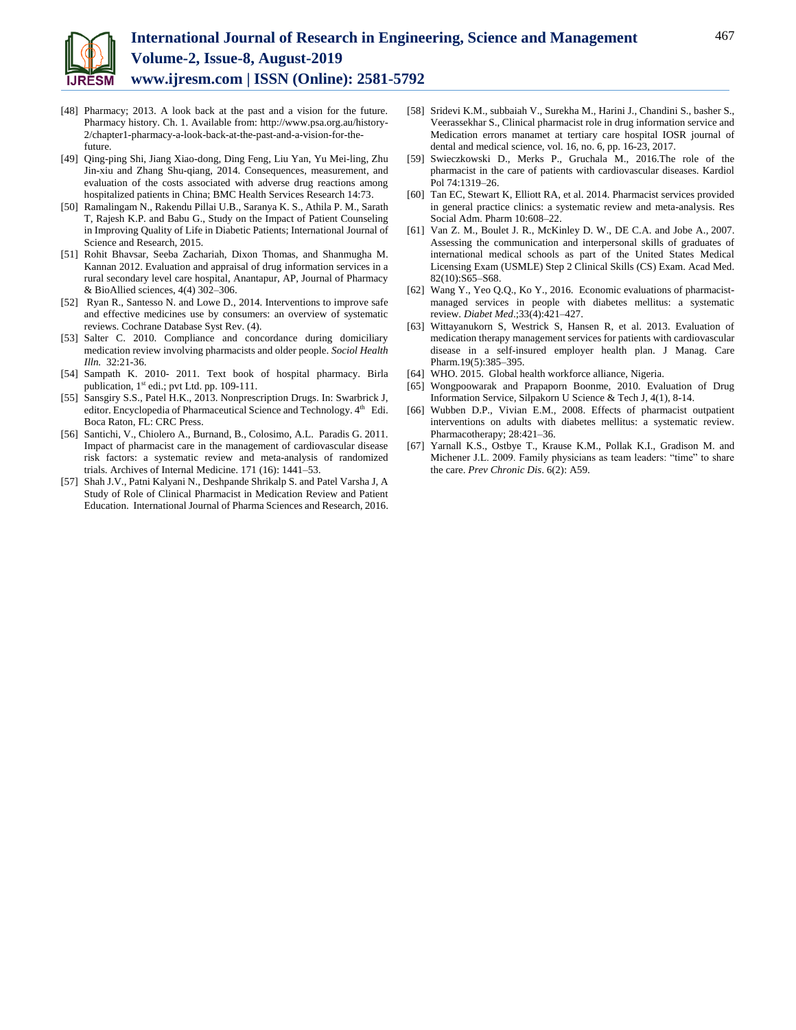[48] Pharmacy; 2013. A look back at the past and a vision for the future. Pharmacy history. Ch. 1. Available from: http://www.psa.org.au/history-2/chapter1-pharmacy-a-look-back-at-the-past-and-a-vision-for-the-future.

[49] Qing-ping Shi, Jiang Xiao-dong, Ding Feng, Liu Yan, Yu Mei-ling, Zhu Jin-xiu and Zhang Shu-qiang, 2014. Consequences, measurement, and evaluation of the costs associated with adverse drug reactions among hospitalized patients in China; BMC Health Services Research 14:73.

[50] Ramalingam N., Rakendu Pillai U.B., Saranya K. S., Athila P. M., Sarath T, Rajesh K.P. and Babu G., Study on the Impact of Patient Counseling in Improving Quality of Life in Diabetic Patients; International Journal of Science and Research, 2015.

[51] Rohit Bhavsar, Seeba Zachariah, Dixon Thomas, and Shanmugha M. Kannan 2012. Evaluation and appraisal of drug information services in a rural secondary level care hospital, Anantapur, AP, Journal of Pharmacy & BioAllied sciences, 4(4) 302–306.

[52] Ryan R., Santesso N. and Lowe D., 2014. Interventions to improve safe and effective medicines use by consumers: an overview of systematic reviews. Cochrane Database Syst Rev. (4).

[53] Salter C. 2010. Compliance and concordance during domiciliary medication review involving pharmacists and older people. *Sociol Health Illn.* 32:21-36.

[54] Sampath K. 2010- 2011. Text book of hospital pharmacy. Birla publication, 1st edi.; pvt Ltd. pp. 109-111.

[55] Sansgiry S.S., Patel H.K., 2013. Nonprescription Drugs. In: Swarbrick J, editor. Encyclopedia of Pharmaceutical Science and Technology. 4th Edi. Boca Raton, FL: CRC Press.

[56] Santichi, V., Chiolero A., Burnand, B., Colosimo, A.L. Paradis G. 2011. Impact of pharmacist care in the management of cardiovascular disease risk factors: a systematic review and meta-analysis of randomized trials. Archives of Internal Medicine. 171 (16): 1441–53.

[57] Shah J.V., Patni Kalyani N., Deshpande Shrikalp S. and Patel Varsha J, A Study of Role of Clinical Pharmacist in Medication Review and Patient Education. International Journal of Pharma Sciences and Research, 2016.

[58] Sridevi K.M., subbaiah V., Surekha M., Harini J., Chandini S., basher S., Veerassekhar S., Clinical pharmacist role in drug information service and Medication errors manamet at tertiary care hospital IOSR journal of dental and medical science, vol. 16, no. 6, pp. 16-23, 2017.

[59] Swieczkowski D., Merks P., Gruchala M., 2016.The role of the pharmacist in the care of patients with cardiovascular diseases. Kardiol Pol 74:1319–26.

[60] Tan EC, Stewart K, Elliott RA, et al. 2014. Pharmacist services provided in general practice clinics: a systematic review and meta-analysis. Res Social Adm. Pharm 10:608–22.

[61] Van Z. M., Boulet J. R., McKinley D. W., DE C.A. and Jobe A., 2007. Assessing the communication and interpersonal skills of graduates of international medical schools as part of the United States Medical Licensing Exam (USMLE) Step 2 Clinical Skills (CS) Exam. Acad Med. 82(10):S65–S68.

[62] Wang Y., Yeo Q.Q., Ko Y., 2016. Economic evaluations of pharmacist-managed services in people with diabetes mellitus: a systematic review. *Diabet Med*.;33(4):421–427.

[63] Wittayanukorn S, Westrick S, Hansen R, et al. 2013. Evaluation of medication therapy management services for patients with cardiovascular disease in a self-insured employer health plan. J Manag. Care Pharm.19(5):385–395.

[64] WHO. 2015. Global health workforce alliance, Nigeria.

[65] Wongpoowarak and Prapaporn Boonme, 2010. Evaluation of Drug Information Service, Silpakorn U Science & Tech J, 4(1), 8-14.

[66] Wubben D.P., Vivian E.M., 2008. Effects of pharmacist outpatient interventions on adults with diabetes mellitus: a systematic review. Pharmacotherapy; 28:421–36.

[67] Yarnall K.S., Ostbye T., Krause K.M., Pollak K.I., Gradison M. and Michener J.L. 2009. Family physicians as team leaders: "time" to share the care. *Prev Chronic Dis*. 6(2): A59.